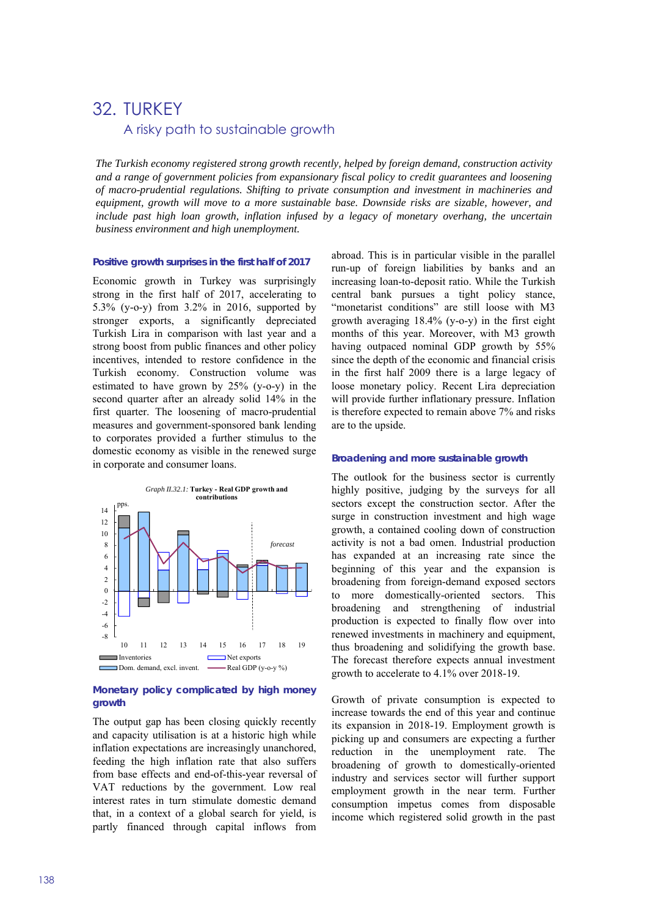# 32. TURKEY

## A risky path to sustainable growth

*The Turkish economy registered strong growth recently, helped by foreign demand, construction activity and a range of government policies from expansionary fiscal policy to credit guarantees and loosening of macro-prudential regulations. Shifting to private consumption and investment in machineries and equipment, growth will move to a more sustainable base. Downside risks are sizable, however, and include past high loan growth, inflation infused by a legacy of monetary overhang, the uncertain business environment and high unemployment.*

### Positive growth surprises in the first half of 2017

Economic growth in Turkey was surprisingly strong in the first half of 2017, accelerating to 5.3% (y-o-y) from 3.2% in 2016, supported by stronger exports, a significantly depreciated Turkish Lira in comparison with last year and a strong boost from public finances and other policy incentives, intended to restore confidence in the Turkish economy. Construction volume was estimated to have grown by 25% (y-o-y) in the second quarter after an already solid 14% in the first quarter. The loosening of macro-prudential measures and government-sponsored bank lending to corporates provided a further stimulus to the domestic economy as visible in the renewed surge in corporate and consumer loans.

*Graph II.32.1:* **Turkey - Real GDP growth and contributions**

### Monetary policy complicated by high money growth

The output gap has been closing quickly recently and capacity utilisation is at a historic high while inflation expectations are increasingly unanchored, feeding the high inflation rate that also suffers from base effects and end-of-this-year reversal of VAT reductions by the government. Low real interest rates in turn stimulate domestic demand that, in a context of a global search for yield, is partly financed through capital inflows from abroad. This is in particular visible in the parallel run-up of foreign liabilities by banks and an increasing loan-to-deposit ratio. While the Turkish central bank pursues a tight policy stance, "monetarist conditions" are still loose with M3 growth averaging 18.4% (y-o-y) in the first eight months of this year. Moreover, with M3 growth having outpaced nominal GDP growth by 55% since the depth of the economic and financial crisis in the first half 2009 there is a large legacy of loose monetary policy. Recent Lira depreciation will provide further inflationary pressure. Inflation is therefore expected to remain above 7% and risks are to the upside.

### Broadening and more sustainable growth

The outlook for the business sector is currently highly positive, judging by the surveys for all sectors except the construction sector. After the surge in construction investment and high wage growth, a contained cooling down of construction activity is not a bad omen. Industrial production has expanded at an increasing rate since the beginning of this year and the expansion is broadening from foreign-demand exposed sectors to more domestically-oriented sectors. This broadening and strengthening of industrial production is expected to finally flow over into renewed investments in machinery and equipment, thus broadening and solidifying the growth base. The forecast therefore expects annual investment growth to accelerate to 4.1% over 2018-19.

Growth of private consumption is expected to increase towards the end of this year and continue its expansion in 2018-19. Employment growth is picking up and consumers are expecting a further reduction in the unemployment rate. The broadening of growth to domestically-oriented industry and services sector will further support employment growth in the near term. Further consumption impetus comes from disposable income which registered solid growth in the past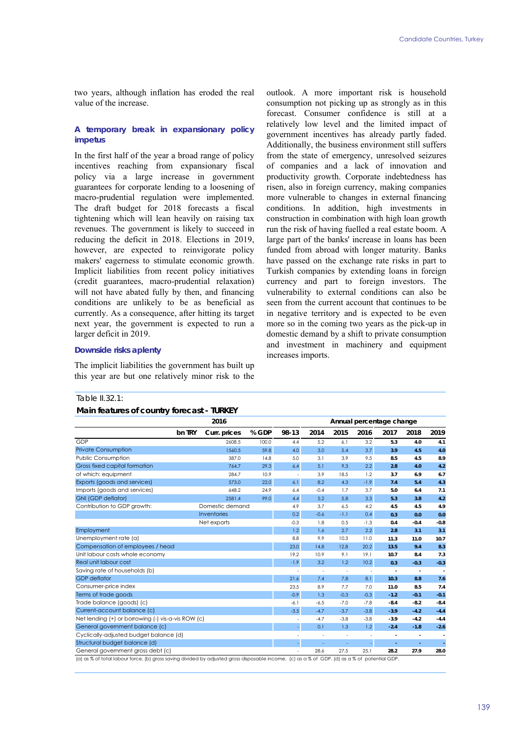two years, although inflation has eroded the real value of the increase.

### A temporary break in expansionary policy impetus

In the first half of the year a broad range of policy incentives reaching from expansionary fiscal policy via a large increase in government guarantees for corporate lending to a loosening of macro-prudential regulation were implemented. The draft budget for 2018 forecasts a fiscal tightening which will lean heavily on raising tax revenues. The government is likely to succeed in reducing the deficit in 2018. Elections in 2019, however, are expected to reinvigorate policy makers' eagerness to stimulate economic growth. Implicit liabilities from recent policy initiatives (credit guarantees, macro-prudential relaxation) will not have abated fully by then, and financing conditions are unlikely to be as beneficial as currently. As a consequence, after hitting its target next year, the government is expected to run a larger deficit in 2019.

### Downside risks aplenty

The implicit liabilities the government has built up this year are but one relatively minor risk to the outlook. A more important risk is household consumption not picking up as strongly as in this forecast. Consumer confidence is still at a relatively low level and the limited impact of government incentives has already partly faded. Additionally, the business environment still suffers from the state of emergency, unresolved seizures of companies and a lack of innovation and productivity growth. Corporate indebtedness has risen, also in foreign currency, making companies more vulnerable to changes in external financing conditions. In addition, high investments in construction in combination with high loan growth run the risk of having fuelled a real estate boom. A large part of the banks' increase in loans has been funded from abroad with longer maturity. Banks have passed on the exchange rate risks in part to Turkish companies by extending loans in foreign currency and part to foreign investors. The vulnerability to external conditions can also be seen from the current account that continues to be in negative territory and is expected to be even more so in the coming two years as the pick-up in domestic demand by a shift to private consumption and investment in machinery and equipment increases imports.

Table II.32.1:

**Main features of country forecast - TURKEY**

| | 2016 | | | Annual percentage change | | | | | | |
|---|---|---|---|---|---|---|---|---|---|---|
| | bn TRY / Curr. prices | % GDP | | 98-13 | 2014 | 2015 | 2016 | 2017 | 2018 | 2019 |
| GDP | 2608.5 | 100.0 | | 4.4 | 5.2 | 6.1 | 3.2 | **5.3** | **4.0** | **4.1** |
| Private Consumption | 1560.5 | 59.8 | | 4.0 | 3.0 | 5.4 | 3.7 | **3.9** | **4.5** | **4.0** |
| Public Consumption | 387.0 | 14.8 | | 5.0 | 3.1 | 3.9 | 9.5 | **8.5** | **4.5** | **8.9** |
| Gross fixed capital formation | 764.7 | 29.3 | | 6.4 | 5.1 | 9.3 | 2.2 | **2.8** | **4.0** | **4.2** |
| of which: equipment | 284.7 | 10.9 | | - | 3.9 | 18.5 | 1.2 | **3.7** | **6.9** | **6.7** |
| Exports (goods and services) | 573.0 | 22.0 | | 6.1 | 8.2 | 4.3 | -1.9 | **7.4** | **5.4** | **4.3** |
| Imports (goods and services) | 648.2 | 24.9 | | 6.4 | -0.4 | 1.7 | 3.7 | **5.0** | **6.4** | **7.1** |
| GNI (GDP deflator) | 2581.4 | 99.0 | | 4.4 | 5.2 | 5.8 | 3.3 | **5.3** | **3.8** | **4.2** |
| Contribution to GDP growth: | Domestic demand | | | 4.9 | 3.7 | 6.5 | 4.2 | **4.5** | **4.5** | **4.9** |
| | Inventories | | | 0.2 | -0.6 | -1.1 | 0.4 | **0.3** | **0.0** | **0.0** |
| | Net exports | | | -0.3 | 1.8 | 0.5 | -1.3 | **0.4** | **-0.4** | **-0.8** |
| Employment | | | | 1.2 | 1.6 | 2.7 | 2.2 | **2.8** | **3.1** | **3.1** |
| Unemployment rate (a) | | | | 8.8 | 9.9 | 10.3 | 11.0 | **11.3** | **11.0** | **10.7** |
| Compensation of employees / head | | | | 23.0 | 14.8 | 12.8 | 20.2 | **13.5** | **9.4** | **8.3** |
| Unit labour costs whole economy | | | | 19.2 | 10.9 | 9.1 | 19.1 | **10.7** | **8.4** | **7.3** |
| Real unit labour cost | | | | -1.9 | 3.2 | 1.2 | 10.2 | **0.3** | **-0.3** | **-0.3** |
| Saving rate of households (b) | | | | - | - | - | - | **-** | **-** | **-** |
| GDP deflator | | | | 21.6 | 7.4 | 7.8 | 8.1 | **10.3** | **8.8** | **7.6** |
| Consumer-price index | | | | 23.5 | 8.9 | 7.7 | 7.0 | **11.0** | **8.5** | **7.4** |
| Terms of trade goods | | | | -0.9 | 1.3 | -0.3 | -0.3 | **-1.2** | **-0.1** | **-0.1** |
| Trade balance (goods) (c) | | | | -6.1 | -6.5 | -7.0 | -7.8 | **-8.4** | **-8.2** | **-8.4** |
| Current-account balance (c) | | | | -3.5 | -4.7 | -3.7 | -3.8 | **-3.9** | **-4.2** | **-4.4** |
| Net lending (+) or borrowing (-) vis-a-vis ROW (c) | | | | - | -4.7 | -3.8 | -3.8 | **-3.9** | **-4.2** | **-4.4** |
| General government balance (c) | | | | - | 0.1 | 1.3 | 1.2 | **-2.4** | **-1.8** | **-2.6** |
| Cyclically-adjusted budget balance (d) | | | | - | - | - | - | **-** | **-** | **-** |
| Structural budget balance (d) | | | | - | - | - | - | **-** | **-** | **-** |
| General government gross debt (c) | | | | - | 28.6 | 27.5 | 25.1 | **28.2** | **27.9** | **28.0** |

(a) as % of total labour force. (b) gross saving divided by adjusted gross disposable income. (c) as a % of GDP. (d) as a % of potential GDP.